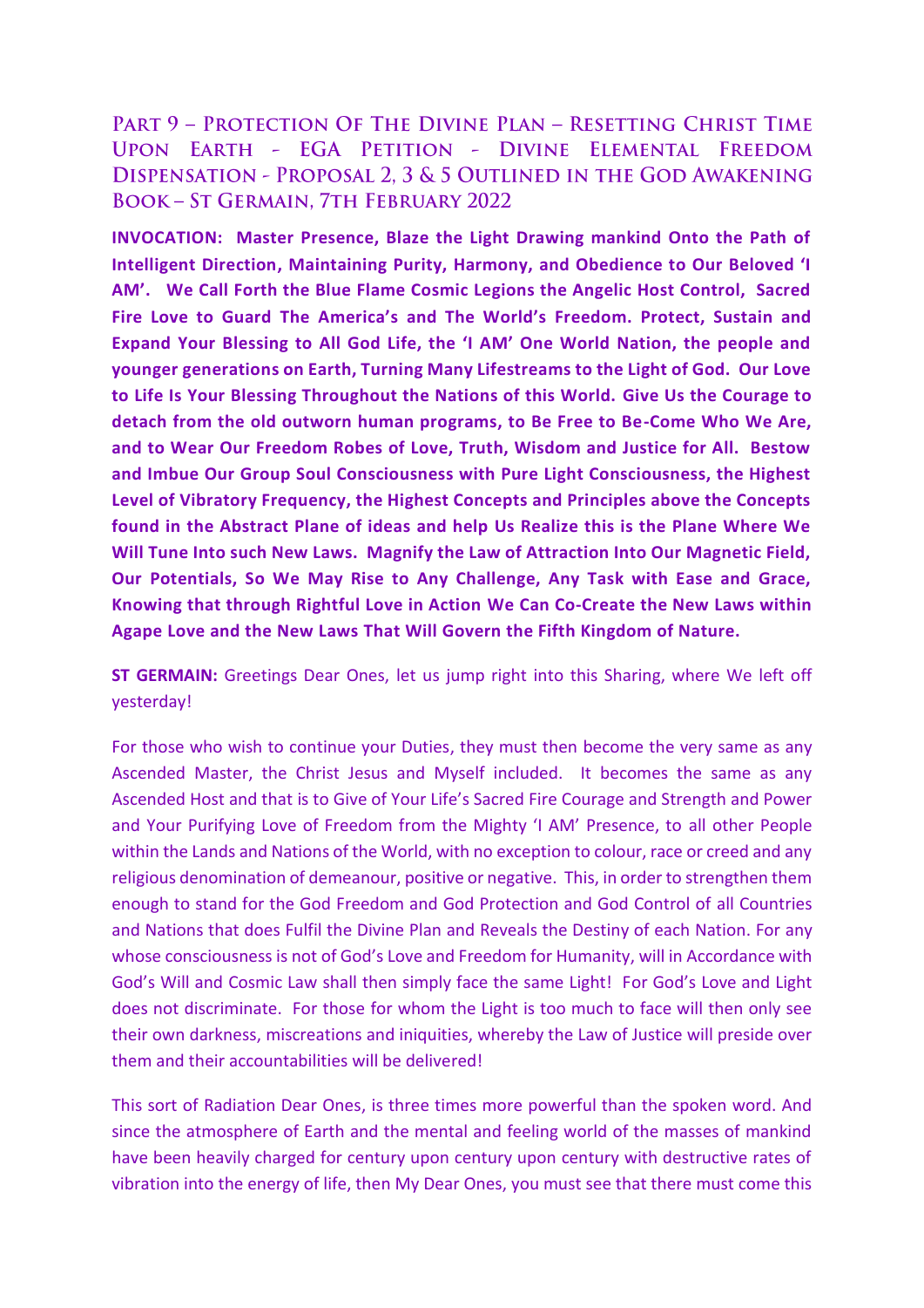# Part 9 – Protection Of The Divine Plan – Resetting Christ Time Upon Earth - EGA Petition - Divine Elemental Freedom Dispensation - Proposal 2, 3 & 5 Outlined in the God Awakening Book – St Germain, 7th February 2022

**INVOCATION: Master Presence, Blaze the Light Drawing mankind Onto the Path of Intelligent Direction, Maintaining Purity, Harmony, and Obedience to Our Beloved 'I AM'. We Call Forth the Blue Flame Cosmic Legions the Angelic Host Control, Sacred Fire Love to Guard The America's and The World's Freedom. Protect, Sustain and Expand Your Blessing to All God Life, the 'I AM' One World Nation, the people and younger generations on Earth, Turning Many Lifestreams to the Light of God. Our Love to Life Is Your Blessing Throughout the Nations of this World. Give Us the Courage to detach from the old outworn human programs, to Be Free to Be-Come Who We Are, and to Wear Our Freedom Robes of Love, Truth, Wisdom and Justice for All. Bestow and Imbue Our Group Soul Consciousness with Pure Light Consciousness, the Highest Level of Vibratory Frequency, the Highest Concepts and Principles above the Concepts found in the Abstract Plane of ideas and help Us Realize this is the Plane Where We Will Tune Into such New Laws. Magnify the Law of Attraction Into Our Magnetic Field, Our Potentials, So We May Rise to Any Challenge, Any Task with Ease and Grace, Knowing that through Rightful Love in Action We Can Co-Create the New Laws within Agape Love and the New Laws That Will Govern the Fifth Kingdom of Nature.**

**ST GERMAIN:** Greetings Dear Ones, let us jump right into this Sharing, where We left off yesterday!

For those who wish to continue your Duties, they must then become the very same as any Ascended Master, the Christ Jesus and Myself included. It becomes the same as any Ascended Host and that is to Give of Your Life's Sacred Fire Courage and Strength and Power and Your Purifying Love of Freedom from the Mighty 'I AM' Presence, to all other People within the Lands and Nations of the World, with no exception to colour, race or creed and any religious denomination of demeanour, positive or negative. This, in order to strengthen them enough to stand for the God Freedom and God Protection and God Control of all Countries and Nations that does Fulfil the Divine Plan and Reveals the Destiny of each Nation. For any whose consciousness is not of God's Love and Freedom for Humanity, will in Accordance with God's Will and Cosmic Law shall then simply face the same Light! For God's Love and Light does not discriminate. For those for whom the Light is too much to face will then only see their own darkness, miscreations and iniquities, whereby the Law of Justice will preside over them and their accountabilities will be delivered!

This sort of Radiation Dear Ones, is three times more powerful than the spoken word. And since the atmosphere of Earth and the mental and feeling world of the masses of mankind have been heavily charged for century upon century upon century with destructive rates of vibration into the energy of life, then My Dear Ones, you must see that there must come this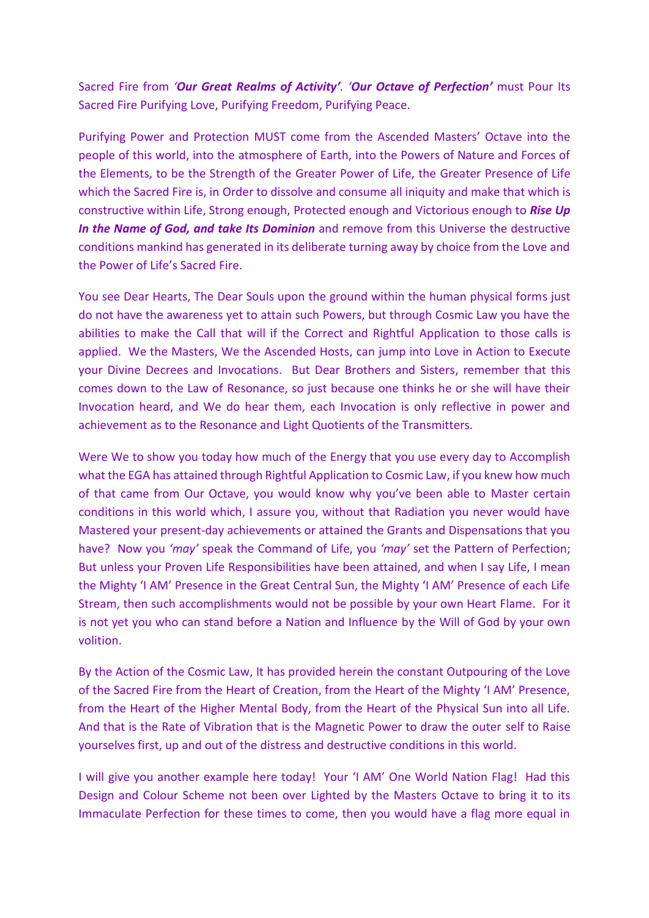Sacred Fire from *'**Our Great Realms of Activity**'*. *'**Our Octave of Perfection**'* must Pour Its Sacred Fire Purifying Love, Purifying Freedom, Purifying Peace.

Purifying Power and Protection MUST come from the Ascended Masters' Octave into the people of this world, into the atmosphere of Earth, into the Powers of Nature and Forces of the Elements, to be the Strength of the Greater Power of Life, the Greater Presence of Life which the Sacred Fire is, in Order to dissolve and consume all iniquity and make that which is constructive within Life, Strong enough, Protected enough and Victorious enough to ***Rise Up In the Name of God, and take Its Dominion*** and remove from this Universe the destructive conditions mankind has generated in its deliberate turning away by choice from the Love and the Power of Life's Sacred Fire.

You see Dear Hearts, The Dear Souls upon the ground within the human physical forms just do not have the awareness yet to attain such Powers, but through Cosmic Law you have the abilities to make the Call that will if the Correct and Rightful Application to those calls is applied. We the Masters, We the Ascended Hosts, can jump into Love in Action to Execute your Divine Decrees and Invocations. But Dear Brothers and Sisters, remember that this comes down to the Law of Resonance, so just because one thinks he or she will have their Invocation heard, and We do hear them, each Invocation is only reflective in power and achievement as to the Resonance and Light Quotients of the Transmitters.

Were We to show you today how much of the Energy that you use every day to Accomplish what the EGA has attained through Rightful Application to Cosmic Law, if you knew how much of that came from Our Octave, you would know why you've been able to Master certain conditions in this world which, I assure you, without that Radiation you never would have Mastered your present-day achievements or attained the Grants and Dispensations that you have? Now you *'may'* speak the Command of Life, you *'may'* set the Pattern of Perfection; But unless your Proven Life Responsibilities have been attained, and when I say Life, I mean the Mighty 'I AM' Presence in the Great Central Sun, the Mighty 'I AM' Presence of each Life Stream, then such accomplishments would not be possible by your own Heart Flame. For it is not yet you who can stand before a Nation and Influence by the Will of God by your own volition.

By the Action of the Cosmic Law, It has provided herein the constant Outpouring of the Love of the Sacred Fire from the Heart of Creation, from the Heart of the Mighty 'I AM' Presence, from the Heart of the Higher Mental Body, from the Heart of the Physical Sun into all Life. And that is the Rate of Vibration that is the Magnetic Power to draw the outer self to Raise yourselves first, up and out of the distress and destructive conditions in this world.

I will give you another example here today! Your 'I AM' One World Nation Flag! Had this Design and Colour Scheme not been over Lighted by the Masters Octave to bring it to its Immaculate Perfection for these times to come, then you would have a flag more equal in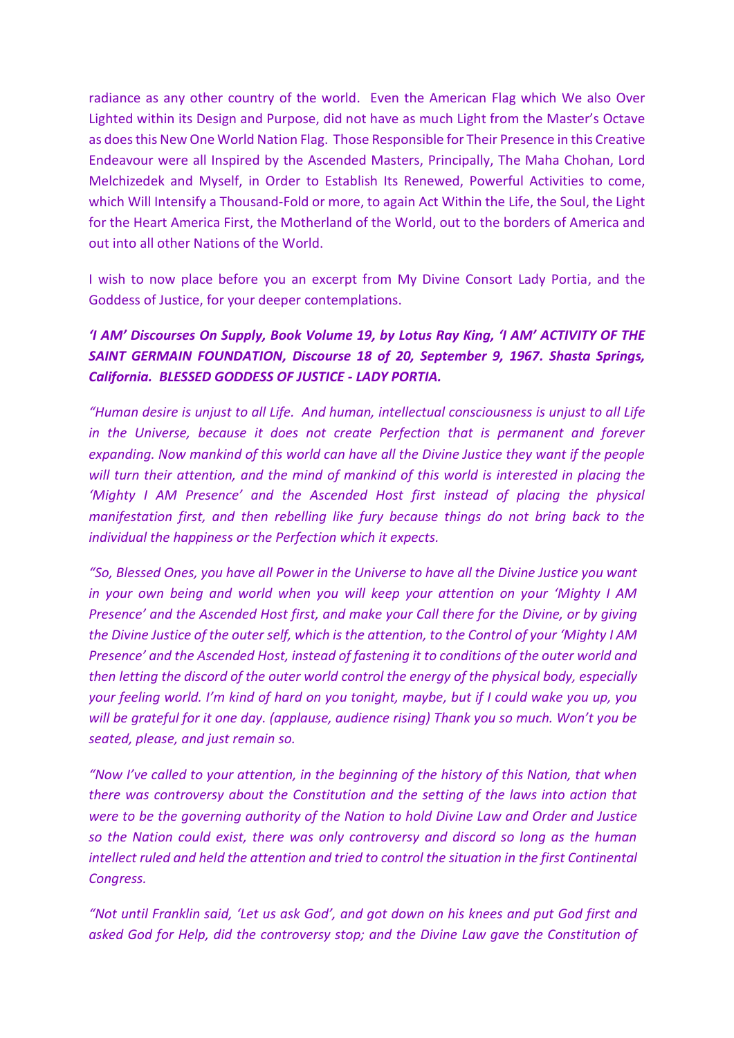radiance as any other country of the world. Even the American Flag which We also Over Lighted within its Design and Purpose, did not have as much Light from the Master's Octave as does this New One World Nation Flag. Those Responsible for Their Presence in this Creative Endeavour were all Inspired by the Ascended Masters, Principally, The Maha Chohan, Lord Melchizedek and Myself, in Order to Establish Its Renewed, Powerful Activities to come, which Will Intensify a Thousand-Fold or more, to again Act Within the Life, the Soul, the Light for the Heart America First, the Motherland of the World, out to the borders of America and out into all other Nations of the World.

I wish to now place before you an excerpt from My Divine Consort Lady Portia, and the Goddess of Justice, for your deeper contemplations.

***'I AM' Discourses On Supply, Book Volume 19, by Lotus Ray King, 'I AM' ACTIVITY OF THE SAINT GERMAIN FOUNDATION, Discourse 18 of 20, September 9, 1967. Shasta Springs, California. BLESSED GODDESS OF JUSTICE - LADY PORTIA.***

*"Human desire is unjust to all Life. And human, intellectual consciousness is unjust to all Life in the Universe, because it does not create Perfection that is permanent and forever expanding. Now mankind of this world can have all the Divine Justice they want if the people will turn their attention, and the mind of mankind of this world is interested in placing the 'Mighty I AM Presence' and the Ascended Host first instead of placing the physical manifestation first, and then rebelling like fury because things do not bring back to the individual the happiness or the Perfection which it expects.*

*"So, Blessed Ones, you have all Power in the Universe to have all the Divine Justice you want in your own being and world when you will keep your attention on your 'Mighty I AM Presence' and the Ascended Host first, and make your Call there for the Divine, or by giving the Divine Justice of the outer self, which is the attention, to the Control of your 'Mighty I AM Presence' and the Ascended Host, instead of fastening it to conditions of the outer world and then letting the discord of the outer world control the energy of the physical body, especially your feeling world. I'm kind of hard on you tonight, maybe, but if I could wake you up, you will be grateful for it one day. (applause, audience rising) Thank you so much. Won't you be seated, please, and just remain so.*

*"Now I've called to your attention, in the beginning of the history of this Nation, that when there was controversy about the Constitution and the setting of the laws into action that were to be the governing authority of the Nation to hold Divine Law and Order and Justice so the Nation could exist, there was only controversy and discord so long as the human intellect ruled and held the attention and tried to control the situation in the first Continental Congress.*

*"Not until Franklin said, 'Let us ask God', and got down on his knees and put God first and asked God for Help, did the controversy stop; and the Divine Law gave the Constitution of*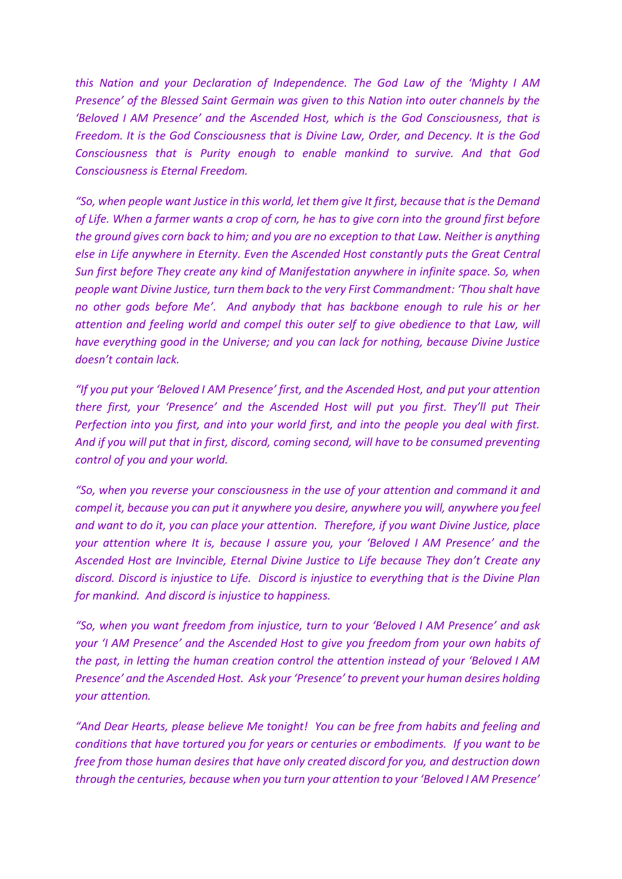*this Nation and your Declaration of Independence. The God Law of the 'Mighty I AM Presence' of the Blessed Saint Germain was given to this Nation into outer channels by the 'Beloved I AM Presence' and the Ascended Host, which is the God Consciousness, that is Freedom. It is the God Consciousness that is Divine Law, Order, and Decency. It is the God Consciousness that is Purity enough to enable mankind to survive. And that God Consciousness is Eternal Freedom.*

*"So, when people want Justice in this world, let them give It first, because that is the Demand of Life. When a farmer wants a crop of corn, he has to give corn into the ground first before the ground gives corn back to him; and you are no exception to that Law. Neither is anything else in Life anywhere in Eternity. Even the Ascended Host constantly puts the Great Central Sun first before They create any kind of Manifestation anywhere in infinite space. So, when people want Divine Justice, turn them back to the very First Commandment: 'Thou shalt have no other gods before Me'. And anybody that has backbone enough to rule his or her attention and feeling world and compel this outer self to give obedience to that Law, will have everything good in the Universe; and you can lack for nothing, because Divine Justice doesn't contain lack.*

*"If you put your 'Beloved I AM Presence' first, and the Ascended Host, and put your attention there first, your 'Presence' and the Ascended Host will put you first. They'll put Their Perfection into you first, and into your world first, and into the people you deal with first. And if you will put that in first, discord, coming second, will have to be consumed preventing control of you and your world.*

*"So, when you reverse your consciousness in the use of your attention and command it and compel it, because you can put it anywhere you desire, anywhere you will, anywhere you feel and want to do it, you can place your attention. Therefore, if you want Divine Justice, place your attention where It is, because I assure you, your 'Beloved I AM Presence' and the Ascended Host are Invincible, Eternal Divine Justice to Life because They don't Create any discord. Discord is injustice to Life. Discord is injustice to everything that is the Divine Plan for mankind. And discord is injustice to happiness.*

*"So, when you want freedom from injustice, turn to your 'Beloved I AM Presence' and ask your 'I AM Presence' and the Ascended Host to give you freedom from your own habits of the past, in letting the human creation control the attention instead of your 'Beloved I AM Presence' and the Ascended Host. Ask your 'Presence' to prevent your human desires holding your attention.*

*"And Dear Hearts, please believe Me tonight! You can be free from habits and feeling and conditions that have tortured you for years or centuries or embodiments. If you want to be free from those human desires that have only created discord for you, and destruction down through the centuries, because when you turn your attention to your 'Beloved I AM Presence'*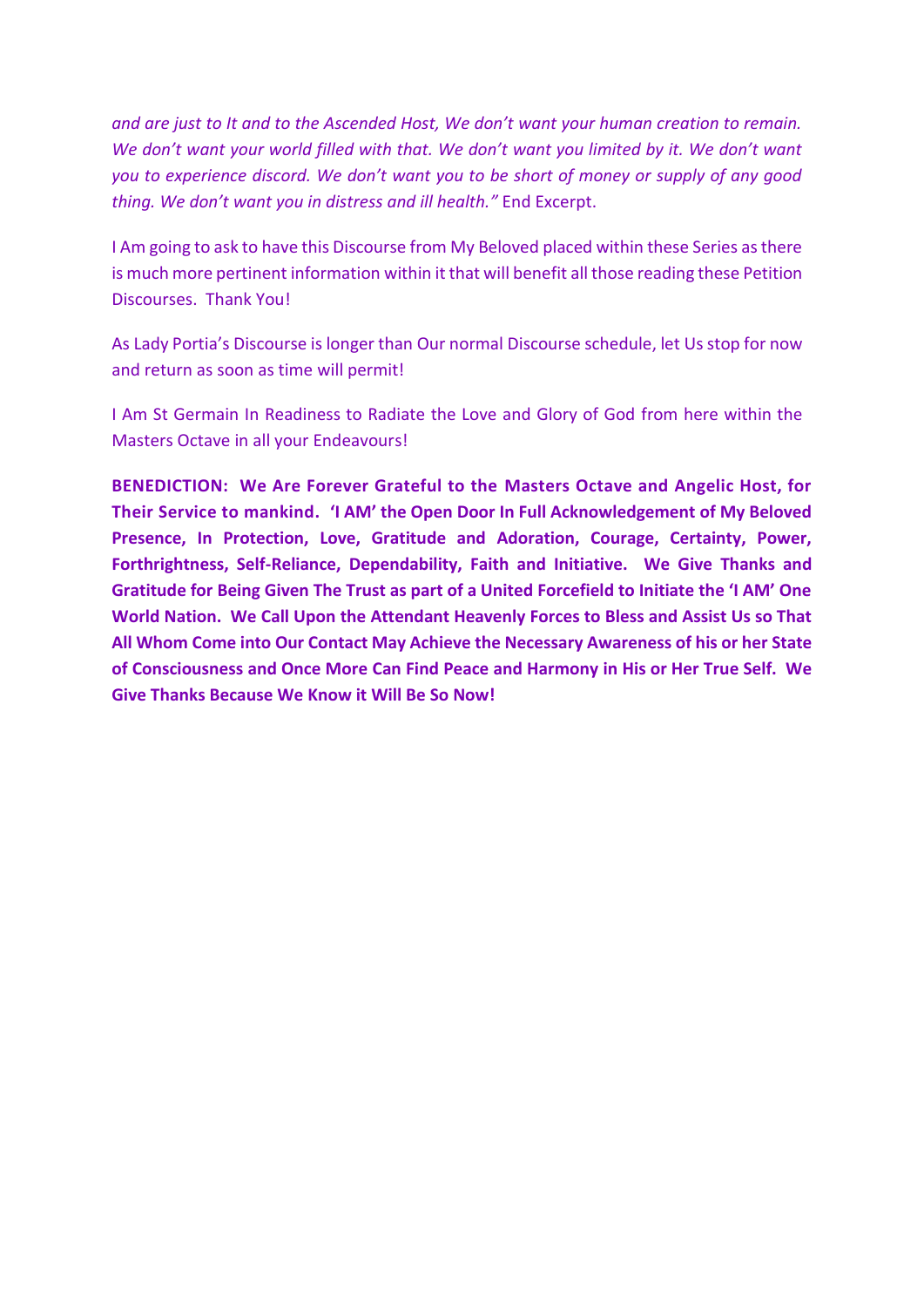*and are just to It and to the Ascended Host, We don't want your human creation to remain. We don't want your world filled with that. We don't want you limited by it. We don't want you to experience discord. We don't want you to be short of money or supply of any good thing. We don't want you in distress and ill health."* End Excerpt.

I Am going to ask to have this Discourse from My Beloved placed within these Series as there is much more pertinent information within it that will benefit all those reading these Petition Discourses. Thank You!

As Lady Portia's Discourse is longer than Our normal Discourse schedule, let Us stop for now and return as soon as time will permit!

I Am St Germain In Readiness to Radiate the Love and Glory of God from here within the Masters Octave in all your Endeavours!

**BENEDICTION: We Are Forever Grateful to the Masters Octave and Angelic Host, for Their Service to mankind. 'I AM' the Open Door In Full Acknowledgement of My Beloved Presence, In Protection, Love, Gratitude and Adoration, Courage, Certainty, Power, Forthrightness, Self-Reliance, Dependability, Faith and Initiative. We Give Thanks and Gratitude for Being Given The Trust as part of a United Forcefield to Initiate the 'I AM' One World Nation. We Call Upon the Attendant Heavenly Forces to Bless and Assist Us so That All Whom Come into Our Contact May Achieve the Necessary Awareness of his or her State of Consciousness and Once More Can Find Peace and Harmony in His or Her True Self. We Give Thanks Because We Know it Will Be So Now!**